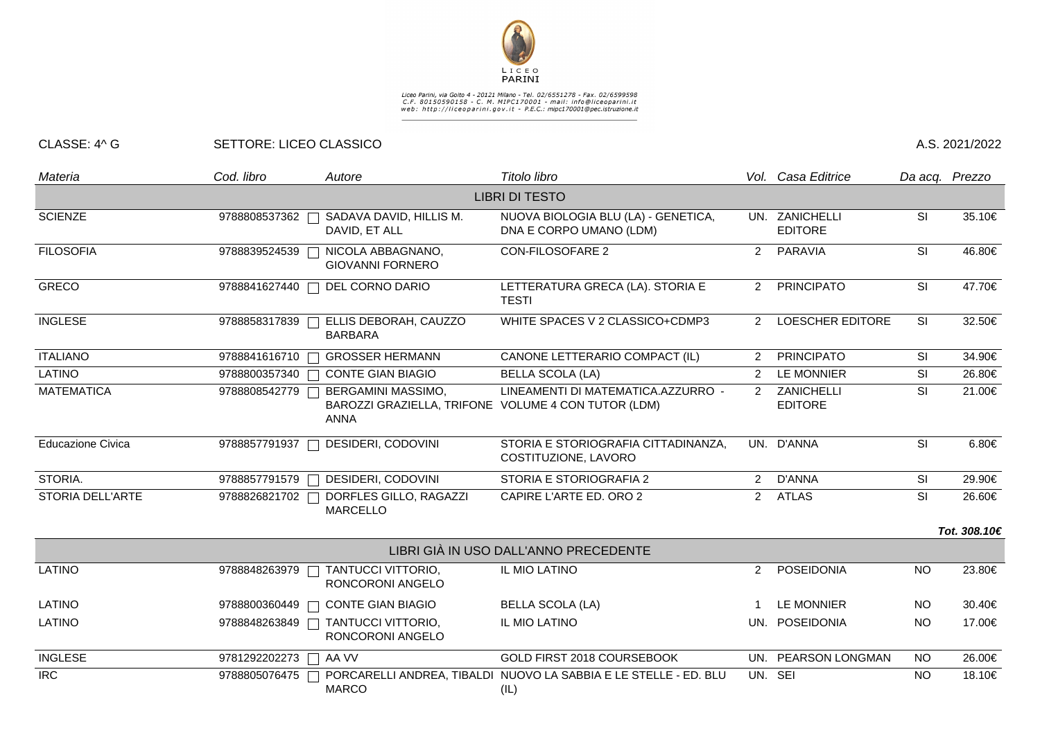LICEO PARINI

Liceo Parini, via Goito 4 - 20121 Milano - Tel. 02/6551278 - Fax. 02/6599598
C.F. 80150590158 - C. M. MIPC170001 - mail: info@liceoparini.it
web: http://liceoparini.gov.it - P.E.C.: mipc170001@pec.istruzione.it

CLASSE: 4^ G SETTORE: LICEO CLASSICO A.S. 2021/2022

| *Materia* | *Cod. libro* | *Autore* | *Titolo libro* | *Vol.* | *Casa Editrice* | *Da acq.* | *Prezzo* |
|---|---|---|---|---|---|---|---|
| | | | LIBRI DI TESTO | | | | |
| SCIENZE | 9788808537362 | SADAVA DAVID, HILLIS M. DAVID, ET ALL | NUOVA BIOLOGIA BLU (LA) - GENETICA, DNA E CORPO UMANO (LDM) | UN. | ZANICHELLI EDITORE | SI | 35.10€ |
| FILOSOFIA | 9788839524539 | NICOLA ABBAGNANO, GIOVANNI FORNERO | CON-FILOSOFARE 2 | 2 | PARAVIA | SI | 46.80€ |
| GRECO | 9788841627440 | DEL CORNO DARIO | LETTERATURA GRECA (LA). STORIA E TESTI | 2 | PRINCIPATO | SI | 47.70€ |
| INGLESE | 9788858317839 | ELLIS DEBORAH, CAUZZO BARBARA | WHITE SPACES V 2 CLASSICO+CDMP3 | 2 | LOESCHER EDITORE | SI | 32.50€ |
| ITALIANO | 9788841616710 | GROSSER HERMANN | CANONE LETTERARIO COMPACT (IL) | 2 | PRINCIPATO | SI | 34.90€ |
| LATINO | 9788800357340 | CONTE GIAN BIAGIO | BELLA SCOLA (LA) | 2 | LE MONNIER | SI | 26.80€ |
| MATEMATICA | 9788808542779 | BERGAMINI MASSIMO, BAROZZI GRAZIELLA, TRIFONE ANNA | LINEAMENTI DI MATEMATICA.AZZURRO - VOLUME 4 CON TUTOR (LDM) | 2 | ZANICHELLI EDITORE | SI | 21.00€ |
| Educazione Civica | 9788857791937 | DESIDERI, CODOVINI | STORIA E STORIOGRAFIA CITTADINANZA, COSTITUZIONE, LAVORO | UN. | D'ANNA | SI | 6.80€ |
| STORIA. | 9788857791579 | DESIDERI, CODOVINI | STORIA E STORIOGRAFIA 2 | 2 | D'ANNA | SI | 29.90€ |
| STORIA DELL'ARTE | 9788826821702 | DORFLES GILLO, RAGAZZI MARCELLO | CAPIRE L'ARTE ED. ORO 2 | 2 | ATLAS | SI | 26.60€ |
| | | | | | | | ***Tot. 308.10€*** |
| | | | LIBRI GIÀ IN USO DALL'ANNO PRECEDENTE | | | | |
| LATINO | 9788848263979 | TANTUCCI VITTORIO, RONCORONI ANGELO | IL MIO LATINO | 2 | POSEIDONIA | NO | 23.80€ |
| LATINO | 9788800360449 | CONTE GIAN BIAGIO | BELLA SCOLA (LA) | 1 | LE MONNIER | NO | 30.40€ |
| LATINO | 9788848263849 | TANTUCCI VITTORIO, RONCORONI ANGELO | IL MIO LATINO | UN. | POSEIDONIA | NO | 17.00€ |
| INGLESE | 9781292202273 | AA VV | GOLD FIRST 2018 COURSEBOOK | UN. | PEARSON LONGMAN | NO | 26.00€ |
| IRC | 9788805076475 | PORCARELLI ANDREA, TIBALDI MARCO | NUOVO LA SABBIA E LE STELLE - ED. BLU (IL) | UN. | SEI | NO | 18.10€ |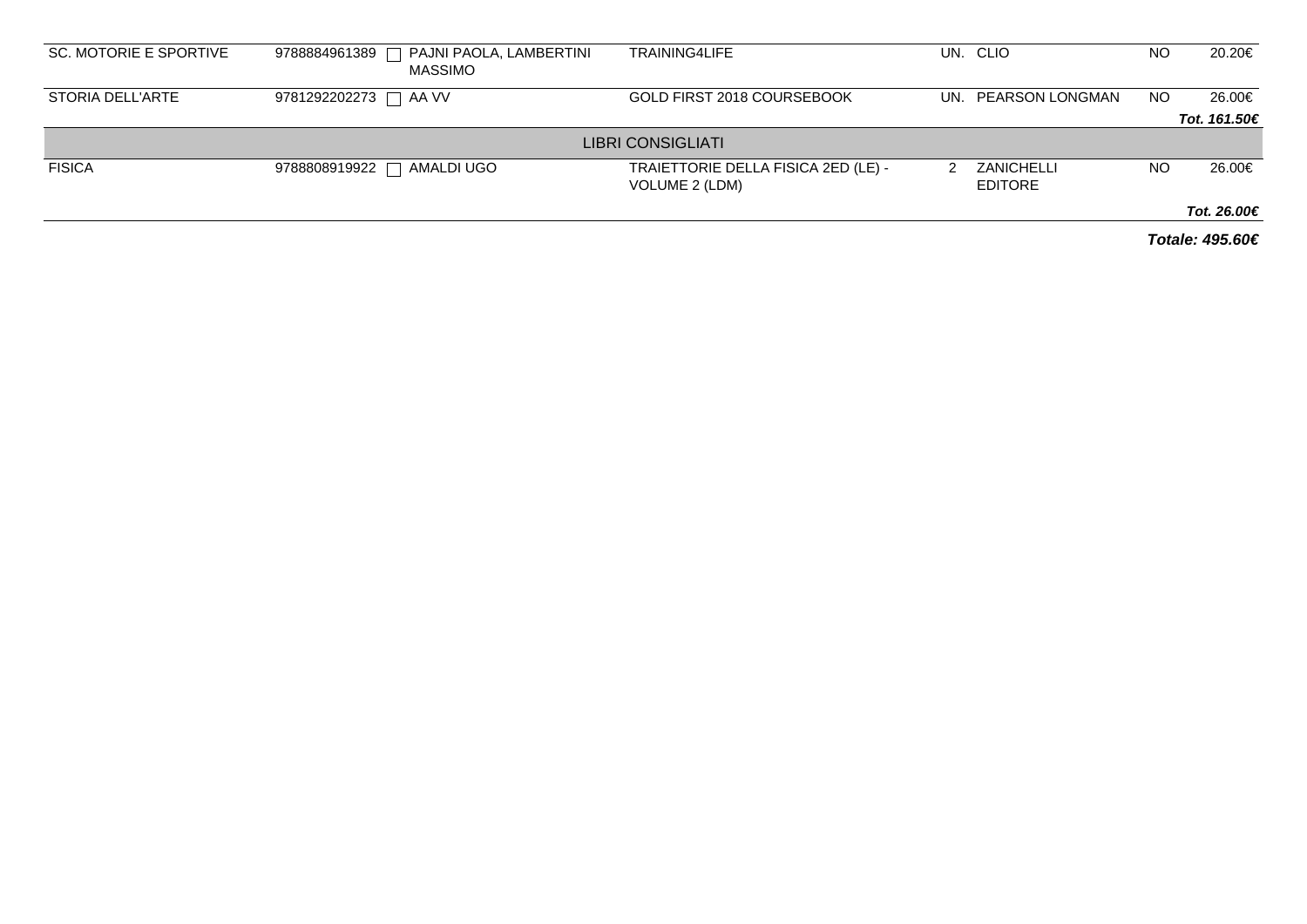| | | | | | | | |
|---|---|---|---|---|---|---|---|
| SC. MOTORIE E SPORTIVE | 9788884961389 | PAJNI PAOLA, LAMBERTINI MASSIMO | TRAINING4LIFE | UN. | CLIO | NO | 20.20€ |
| STORIA DELL'ARTE | 9781292202273 | AA VV | GOLD FIRST 2018 COURSEBOOK | UN. | PEARSON LONGMAN | NO | 26.00€ |
| | | | | | | | ***Tot. 161.50€*** |
| LIBRI CONSIGLIATI | | | | | | | |
| FISICA | 9788808919922 | AMALDI UGO | TRAIETTORIE DELLA FISICA 2ED (LE) - VOLUME 2 (LDM) | 2 | ZANICHELLI EDITORE | NO | 26.00€ |
| | | | | | | | ***Tot. 26.00€*** |

***Totale: 495.60€***